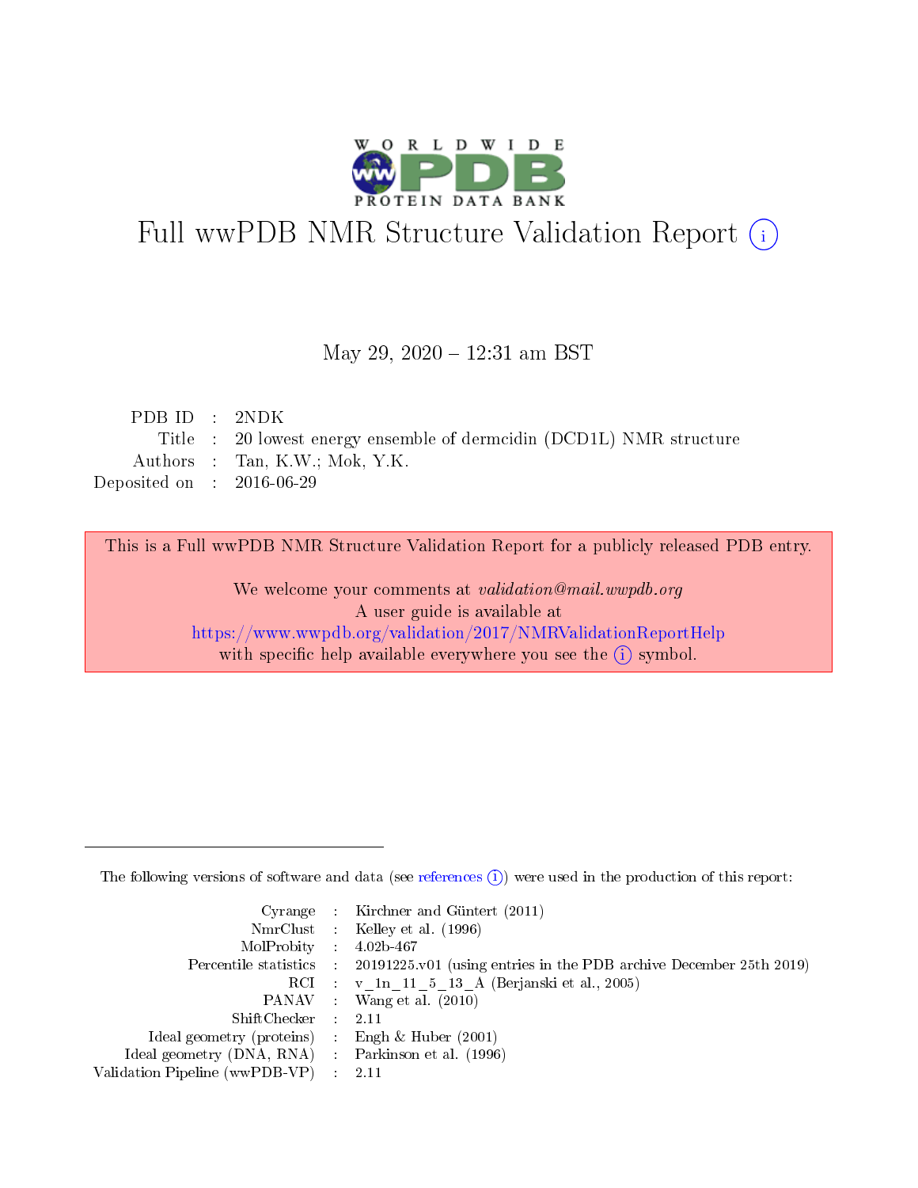# Full wwPDB NMR Structure Validation Report (i)

May 29, 2020 – 12:31 am BST

| | | |
|---|---|---|
| PDB ID | : | 2NDK |
| Title | : | 20 lowest energy ensemble of dermcidin (DCD1L) NMR structure |
| Authors | : | Tan, K.W.; Mok, Y.K. |
| Deposited on | : | 2016-06-29 |

This is a Full wwPDB NMR Structure Validation Report for a publicly released PDB entry.

We welcome your comments at *validation@mail.wwpdb.org*
A user guide is available at
https://www.wwpdb.org/validation/2017/NMRValidationReportHelp
with specific help available everywhere you see the (i) symbol.

---

The following versions of software and data (see references (i)) were used in the production of this report:

| | | |
|---|---|---|
| Cyrange | : | Kirchner and Güntert (2011) |
| NmrClust | : | Kelley et al. (1996) |
| MolProbity | : | 4.02b-467 |
| Percentile statistics | : | 20191225.v01 (using entries in the PDB archive December 25th 2019) |
| RCI | : | v_1n_11_5_13_A (Berjanski et al., 2005) |
| PANAV | : | Wang et al. (2010) |
| ShiftChecker | : | 2.11 |
| Ideal geometry (proteins) | : | Engh & Huber (2001) |
| Ideal geometry (DNA, RNA) | : | Parkinson et al. (1996) |
| Validation Pipeline (wwPDB-VP) | : | 2.11 |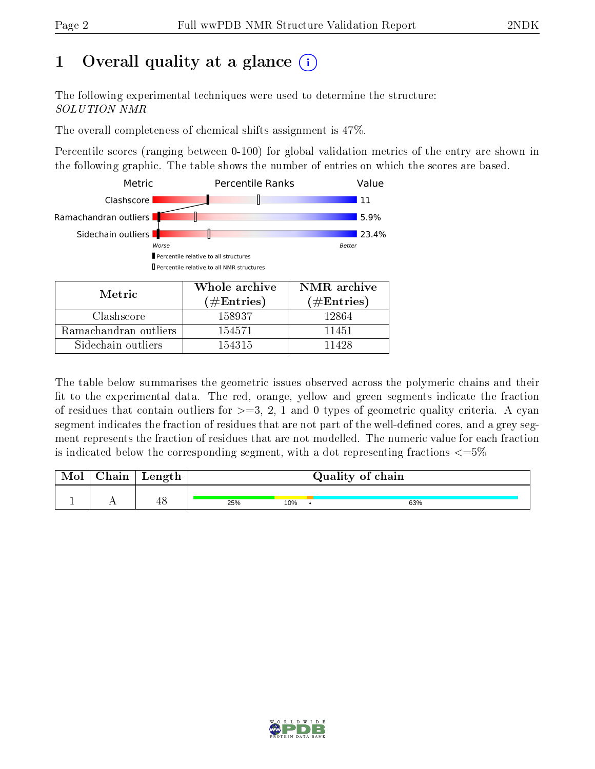# 1 Overall quality at a glance

The following experimental techniques were used to determine the structure:
*SOLUTION NMR*

The overall completeness of chemical shifts assignment is 47%.

Percentile scores (ranging between 0-100) for global validation metrics of the entry are shown in the following graphic. The table shows the number of entries on which the scores are based.

| Metric | Value |
|---|---|
| Clashscore | 11 |
| Ramachandran outliers | 5.9% |
| Sidechain outliers | 23.4% |

| Metric | Whole archive (#Entries) | NMR archive (#Entries) |
|---|---|---|
| Clashscore | 158937 | 12864 |
| Ramachandran outliers | 154571 | 11451 |
| Sidechain outliers | 154315 | 11428 |

The table below summarises the geometric issues observed across the polymeric chains and their fit to the experimental data. The red, orange, yellow and green segments indicate the fraction of residues that contain outliers for >=3, 2, 1 and 0 types of geometric quality criteria. A cyan segment indicates the fraction of residues that are not part of the well-defined cores, and a grey segment represents the fraction of residues that are not modelled. The numeric value for each fraction is indicated below the corresponding segment, with a dot representing fractions <=5%

| Mol | Chain | Length | Quality of chain |
|---|---|---|---|
| 1 | A | 48 | 25% · 10% · • · 63% |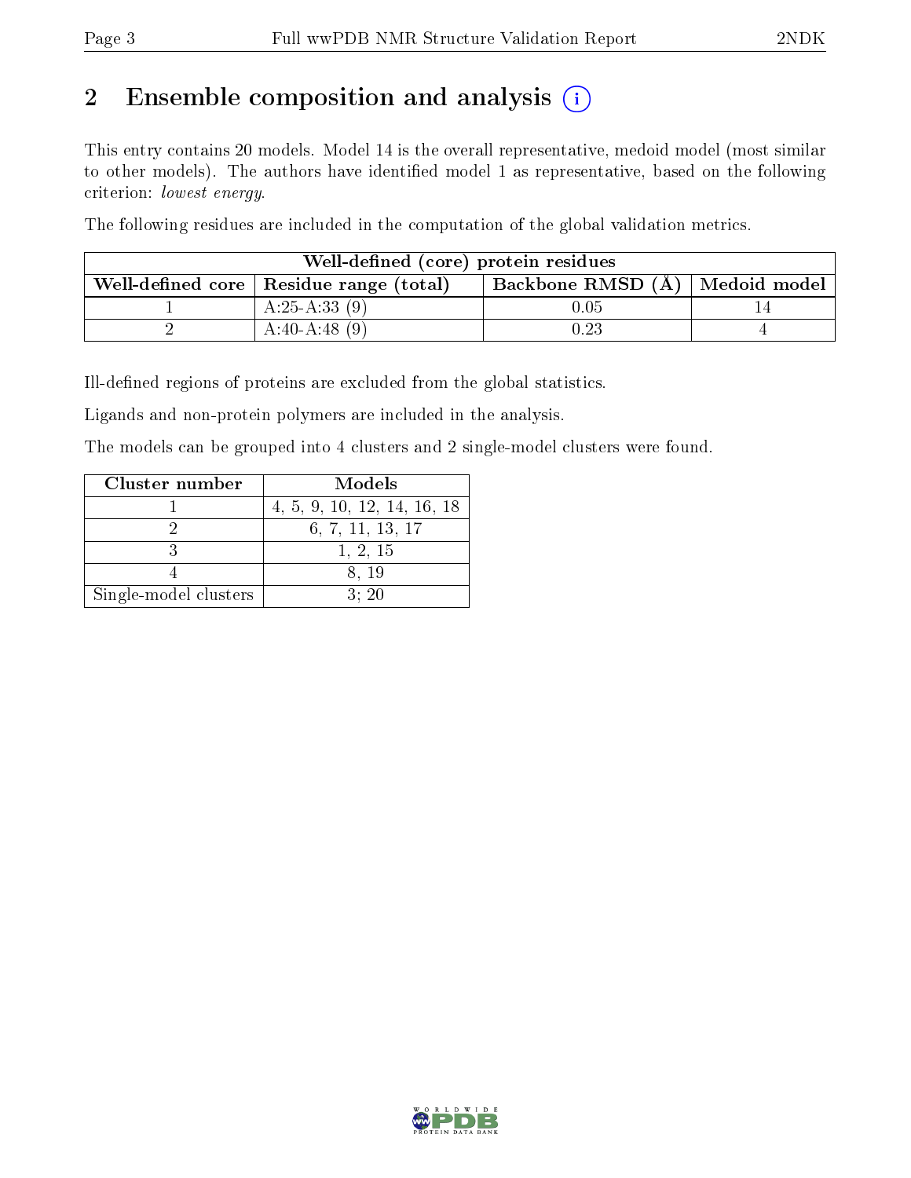# 2 Ensemble composition and analysis

This entry contains 20 models. Model 14 is the overall representative, medoid model (most similar to other models). The authors have identified model 1 as representative, based on the following criterion: *lowest energy*.

The following residues are included in the computation of the global validation metrics.

| Well-defined (core) protein residues | | | |
|---|---|---|---|
| Well-defined core | Residue range (total) | Backbone RMSD (Å) | Medoid model |
| 1 | A:25-A:33 (9) | 0.05 | 14 |
| 2 | A:40-A:48 (9) | 0.23 | 4 |

Ill-defined regions of proteins are excluded from the global statistics.

Ligands and non-protein polymers are included in the analysis.

The models can be grouped into 4 clusters and 2 single-model clusters were found.

| Cluster number | Models |
|---|---|
| 1 | 4, 5, 9, 10, 12, 14, 16, 18 |
| 2 | 6, 7, 11, 13, 17 |
| 3 | 1, 2, 15 |
| 4 | 8, 19 |
| Single-model clusters | 3; 20 |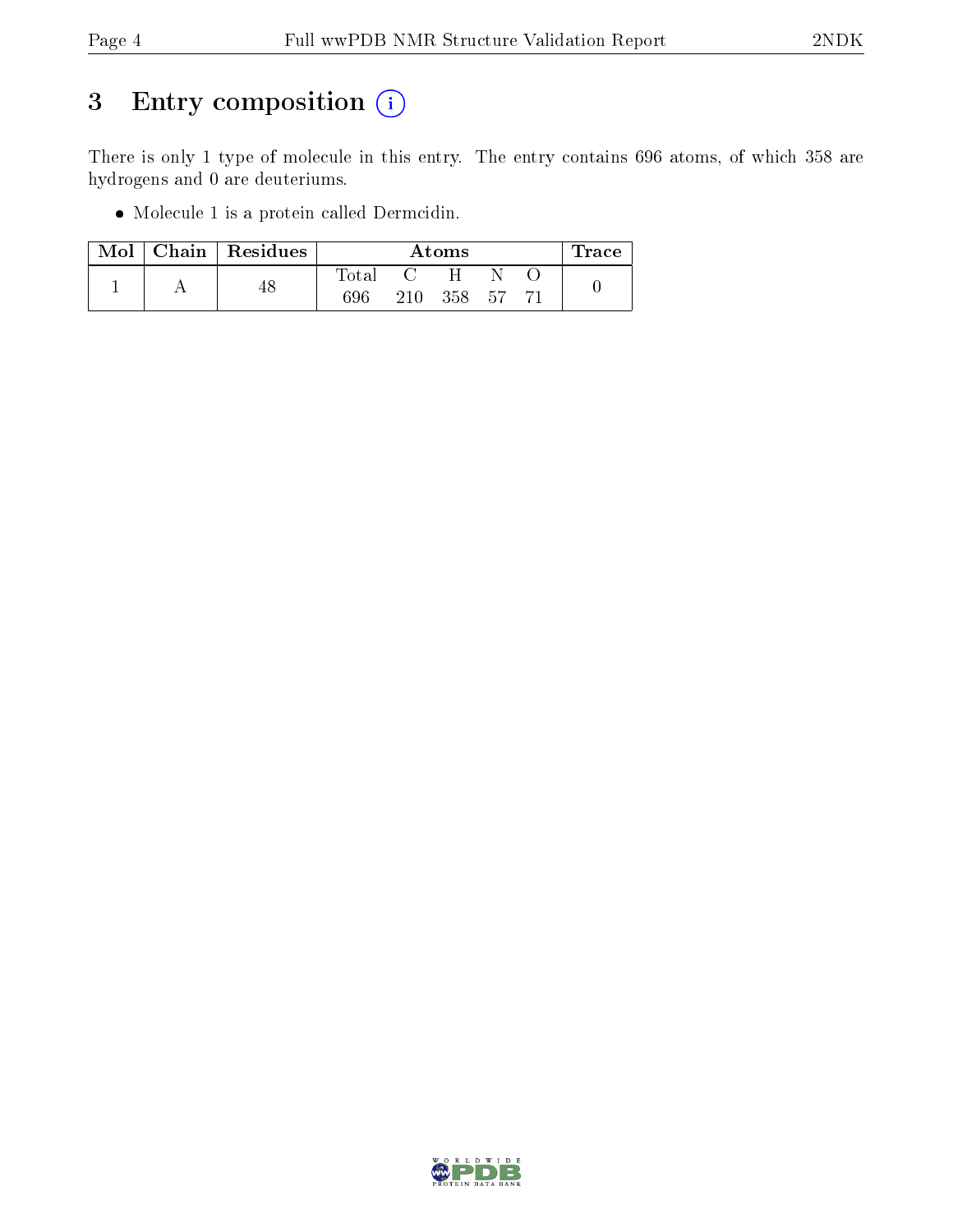# 3 Entry composition (i)

There is only 1 type of molecule in this entry. The entry contains 696 atoms, of which 358 are hydrogens and 0 are deuteriums.

- Molecule 1 is a protein called Dermcidin.

| Mol | Chain | Residues | Atoms | | | | | Trace |
|---|---|---|---|---|---|---|---|---|
| | | | Total | C | H | N | O | |
| 1 | A | 48 | 696 | 210 | 358 | 57 | 71 | 0 |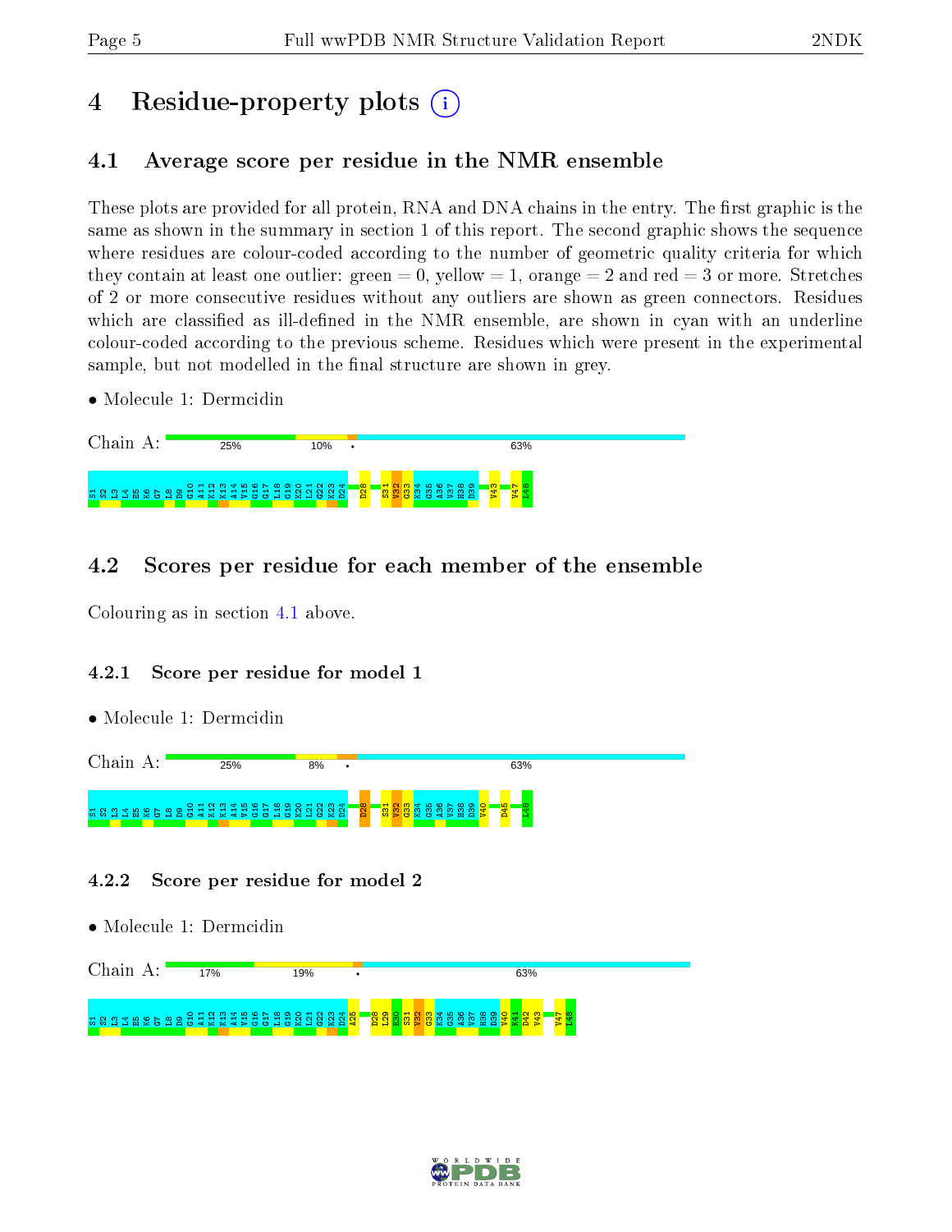# 4 Residue-property plots

## 4.1 Average score per residue in the NMR ensemble

These plots are provided for all protein, RNA and DNA chains in the entry. The first graphic is the same as shown in the summary in section 1 of this report. The second graphic shows the sequence where residues are colour-coded according to the number of geometric quality criteria for which they contain at least one outlier: green = 0, yellow = 1, orange = 2 and red = 3 or more. Stretches of 2 or more consecutive residues without any outliers are shown as green connectors. Residues which are classified as ill-defined in the NMR ensemble, are shown in cyan with an underline colour-coded according to the previous scheme. Residues which were present in the experimental sample, but not modelled in the final structure are shown in grey.

- Molecule 1: Dermcidin

Chain A: 25% | 10% | • | 63%

S1 S2 L3 L4 E5 K6 G7 L8 D9 G10 A11 K12 K13 A14 V15 G16 G17 L18 G19 K20 L21 G22 K23 D24 D28 S31 V32 G33 K34 G35 A36 V37 H38 D39 V43 V47 L48

## 4.2 Scores per residue for each member of the ensemble

Colouring as in section 4.1 above.

### 4.2.1 Score per residue for model 1

- Molecule 1: Dermcidin

Chain A: 25% | 8% | • | 63%

S1 S2 L3 L4 E5 K6 G7 L8 D9 G10 A11 K12 K13 A14 V15 G16 G17 L18 G19 K20 L21 G22 K23 D24 D28 S31 V32 G33 K34 G35 A36 V37 H38 D39 V40 D45 L48

### 4.2.2 Score per residue for model 2

- Molecule 1: Dermcidin

Chain A: 17% | 19% | • | 63%

S1 S2 L3 L4 E5 K6 G7 L8 D9 G10 A11 K12 K13 A14 V15 G16 G17 L18 G19 K20 L21 G22 K23 D24 A25 D28 L29 E30 S31 V32 G33 K34 G35 A36 V37 H38 D39 V40 K41 D42 V43 V47 L48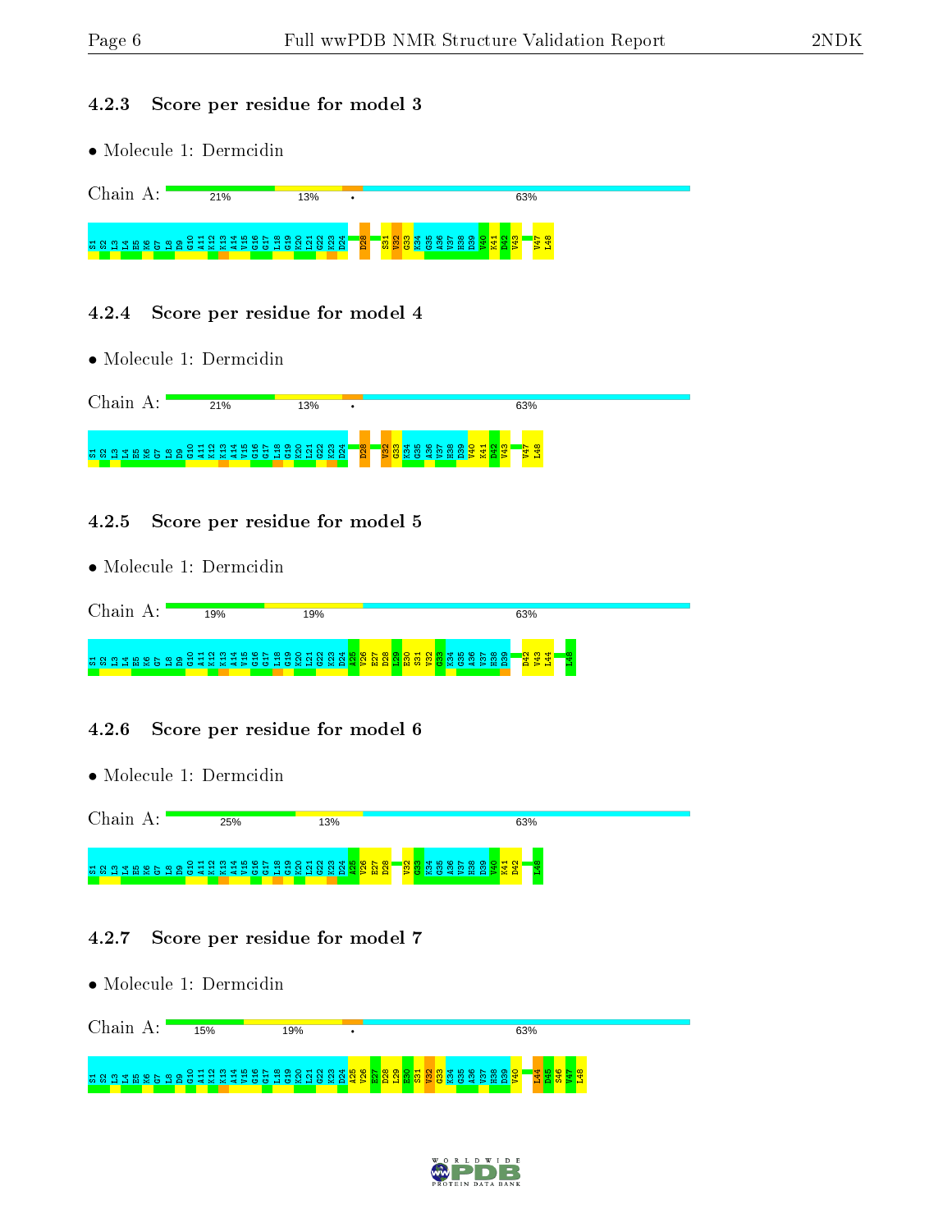#### 4.2.3 Score per residue for model 3

- Molecule 1: Dermcidin

Chain A: 21% 13% • 63%

S1 S2 L3 L4 E5 K6 G7 L8 D9 G10 A11 K12 K13 A14 V15 G16 G17 L18 G19 K20 L21 G22 K23 D24 D28 S31 V32 G33 K34 G35 A36 V37 H38 D39 V40 K41 D42 V43 V47 L48

#### 4.2.4 Score per residue for model 4

- Molecule 1: Dermcidin

Chain A: 21% 13% • 63%

S1 S2 L3 L4 E5 K6 G7 L8 D9 G10 A11 K12 K13 A14 V15 G16 G17 L18 G19 K20 L21 G22 K23 D24 D28 V32 G33 K34 G35 A36 V37 H38 D39 V40 K41 D42 V43 V47 L48

#### 4.2.5 Score per residue for model 5

- Molecule 1: Dermcidin

Chain A: 19% 19% 63%

S1 S2 L3 L4 E5 K6 G7 L8 D9 G10 A11 K12 K13 A14 V15 G16 G17 L18 G19 K20 L21 G22 K23 D24 A25 V26 E27 D28 L29 E30 S31 V32 G33 K34 G35 A36 V37 H38 D39 D42 V43 L44 L48

#### 4.2.6 Score per residue for model 6

- Molecule 1: Dermcidin

Chain A: 25% 13% 63%

S1 S2 L3 L4 E5 K6 G7 L8 D9 G10 A11 K12 K13 A14 V15 G16 G17 L18 G19 K20 L21 G22 K23 D24 A25 V26 E27 D28 V32 G33 K34 G35 A36 V37 H38 D39 V40 K41 D42 L48

#### 4.2.7 Score per residue for model 7

- Molecule 1: Dermcidin

Chain A: 15% 19% • 63%

S1 S2 L3 L4 E5 K6 G7 L8 D9 G10 A11 K12 K13 A14 V15 G16 G17 L18 G19 K20 L21 G22 K23 D24 A25 V26 E27 D28 L29 E30 S31 V32 G33 K34 G35 A36 V37 H38 D39 V40 L44 D45 S46 V47 L48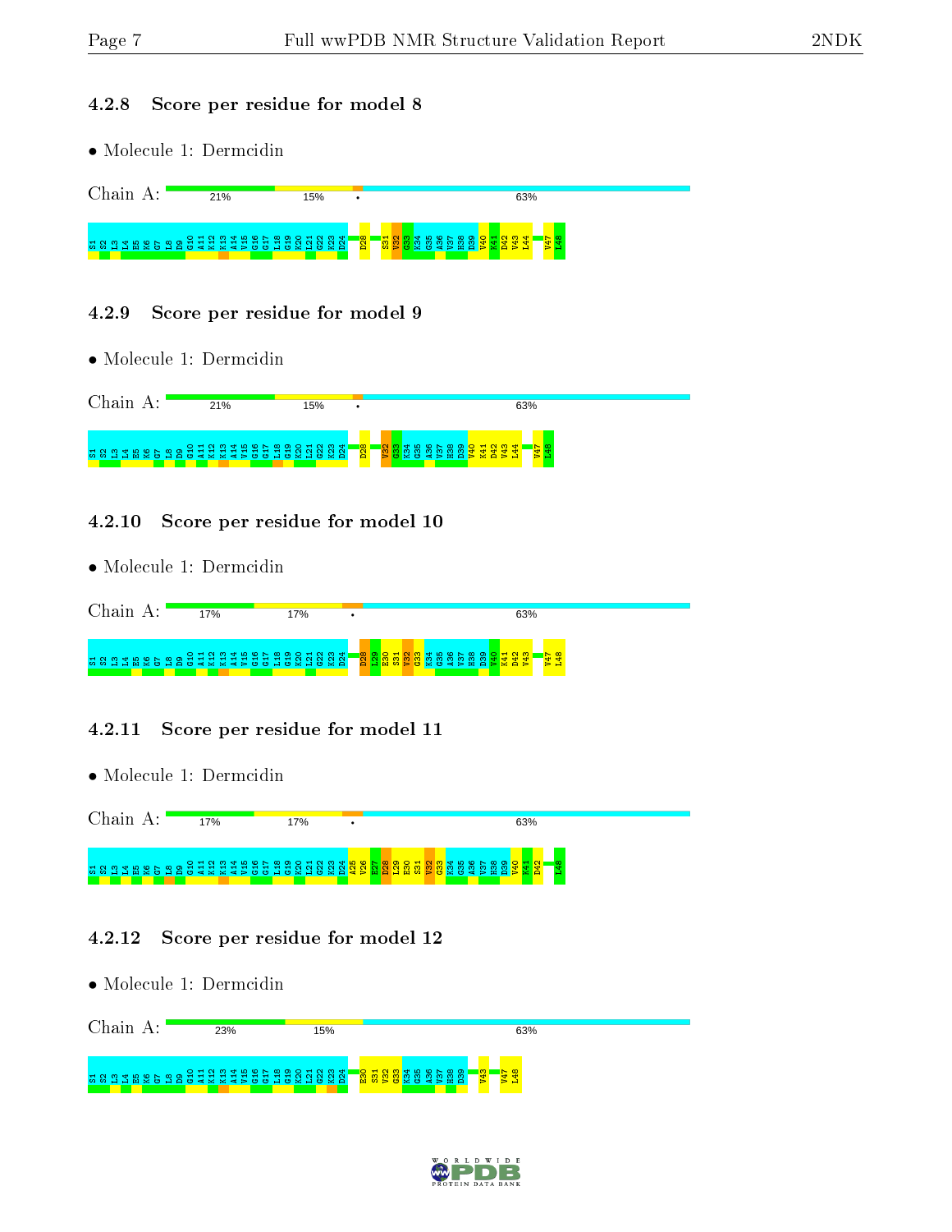### 4.2.8 Score per residue for model 8

- Molecule 1: Dermcidin

Chain A: 21% 15% • 63%

S1 S2 L3 L4 E5 K6 G7 L8 D9 G10 A11 K12 K13 A14 V15 G16 G17 L18 G19 K20 L21 G22 K23 D24 D28 S31 V32 G33 K34 G35 A36 V37 H38 D39 V40 K41 D42 V43 L44 V47 L48

### 4.2.9 Score per residue for model 9

- Molecule 1: Dermcidin

Chain A: 21% 15% • 63%

S1 S2 L3 L4 E5 K6 G7 L8 D9 G10 A11 K12 K13 A14 V15 G16 G17 L18 G19 K20 L21 G22 K23 D24 D28 V32 G33 K34 G35 A36 V37 H38 D39 V40 K41 D42 V43 L44 V47 L48

### 4.2.10 Score per residue for model 10

- Molecule 1: Dermcidin

Chain A: 17% 17% • 63%

S1 S2 L3 L4 E5 K6 G7 L8 D9 G10 A11 K12 K13 A14 V15 G16 G17 L18 G19 K20 L21 G22 K23 D24 D28 L29 E30 S31 V32 G33 K34 G35 A36 V37 H38 D39 V40 K41 D42 V43 V47 L48

### 4.2.11 Score per residue for model 11

- Molecule 1: Dermcidin

Chain A: 17% 17% • 63%

S1 S2 L3 L4 E5 K6 G7 L8 D9 G10 A11 K12 K13 A14 V15 G16 G17 L18 G19 K20 L21 G22 K23 D24 A25 V26 E27 D28 L29 E30 S31 V32 G33 K34 G35 A36 V37 H38 D39 V40 K41 D42 L48

### 4.2.12 Score per residue for model 12

- Molecule 1: Dermcidin

Chain A: 23% 15% 63%

S1 S2 L3 L4 E5 K6 G7 L8 D9 G10 A11 K12 K13 A14 V15 G16 G17 L18 G19 K20 L21 G22 K23 D24 E30 S31 V32 G33 K34 G35 A36 V37 H38 D39 V43 V47 L48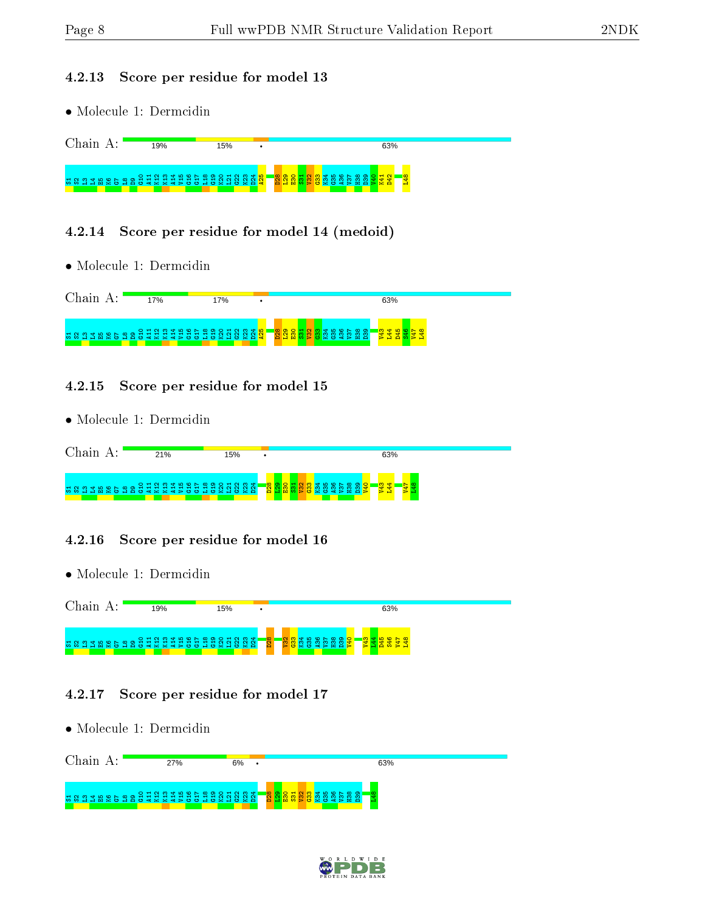### 4.2.13 Score per residue for model 13

- Molecule 1: Dermcidin

Chain A: 19% 15% • 63%

S1 S2 L3 L4 E5 K6 G7 L8 D9 G10 A11 K12 K13 A14 V15 G16 G17 L18 G19 K20 L21 G22 K23 D24 A25 D28 L29 E30 S31 V32 G33 K34 G35 A36 V37 H38 D39 V40 K41 D42 L48

### 4.2.14 Score per residue for model 14 (medoid)

- Molecule 1: Dermcidin

Chain A: 17% 17% • 63%

S1 S2 L3 L4 E5 K6 G7 L8 D9 G10 A11 K12 K13 A14 V15 G16 G17 L18 G19 K20 L21 G22 K23 D24 A25 D28 L29 E30 S31 V32 G33 K34 G35 A36 V37 H38 D39 V43 L44 D45 S46 V47 L48

### 4.2.15 Score per residue for model 15

- Molecule 1: Dermcidin

Chain A: 21% 15% • 63%

S1 S2 L3 L4 E5 K6 G7 L8 D9 G10 A11 K12 K13 A14 V15 G16 G17 L18 G19 K20 L21 G22 K23 D24 D28 L29 E30 S31 V32 G33 K34 G35 A36 V37 H38 D39 V40 V43 L44 V47 L48

### 4.2.16 Score per residue for model 16

- Molecule 1: Dermcidin

Chain A: 19% 15% • 63%

S1 S2 L3 L4 E5 K6 G7 L8 D9 G10 A11 K12 K13 A14 V15 G16 G17 L18 G19 K20 L21 G22 K23 D24 D28 V32 G33 K34 G35 A36 V37 H38 D39 V40 V43 L44 D45 S46 V47 L48

### 4.2.17 Score per residue for model 17

- Molecule 1: Dermcidin

Chain A: 27% 6% • 63%

S1 S2 L3 L4 E5 K6 G7 L8 D9 G10 A11 K12 K13 A14 V15 G16 G17 L18 G19 K20 L21 G22 K23 D24 D28 L29 E30 S31 V32 G33 K34 G35 A36 V37 H38 D39 L48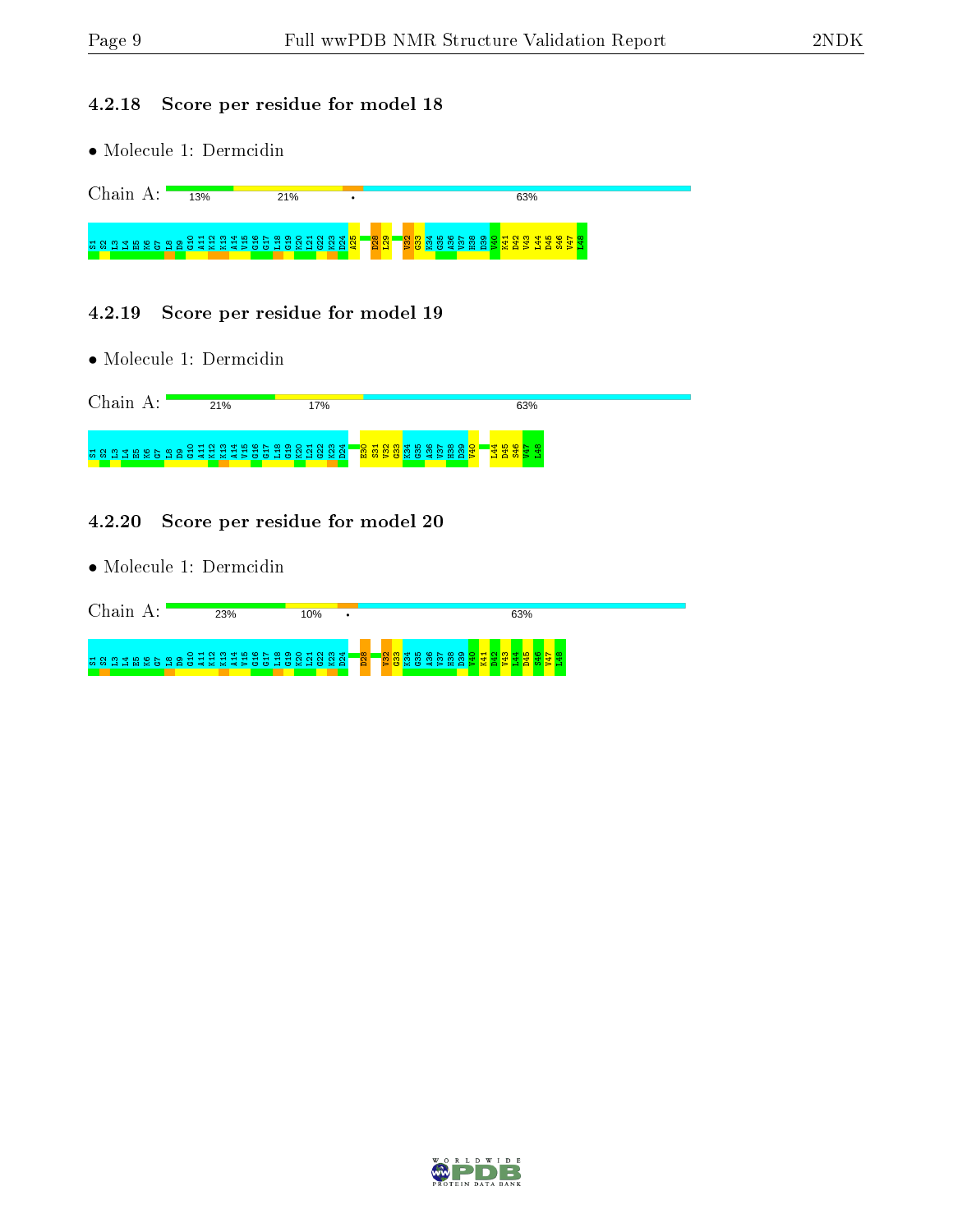### 4.2.18 Score per residue for model 18

- Molecule 1: Dermcidin

Chain A: 13% 21% • 63%

S1 S2 L3 L4 E5 K6 G7 L8 D9 G10 A11 K12 K13 A14 V15 G16 G17 L18 G19 K20 L21 G22 K23 D24 A25 D28 L29 V32 G33 K34 G35 A36 V37 H38 D39 V40 K41 D42 V43 L44 D45 S46 V47 L48

### 4.2.19 Score per residue for model 19

- Molecule 1: Dermcidin

Chain A: 21% 17% 63%

S1 S2 L3 L4 E5 K6 G7 L8 D9 G10 A11 K12 K13 A14 V15 G16 G17 L18 G19 K20 L21 G22 K23 D24 E30 S31 V32 G33 K34 G35 A36 V37 H38 D39 V40 L44 D45 S46 V47 L48

### 4.2.20 Score per residue for model 20

- Molecule 1: Dermcidin

Chain A: 23% 10% • 63%

S1 S2 L3 L4 E5 K6 G7 L8 D9 G10 A11 K12 K13 A14 V15 G16 G17 L18 G19 K20 L21 G22 K23 D24 D28 V32 G33 K34 G35 A36 V37 H38 D39 V40 K41 D42 V43 L44 D45 S46 V47 L48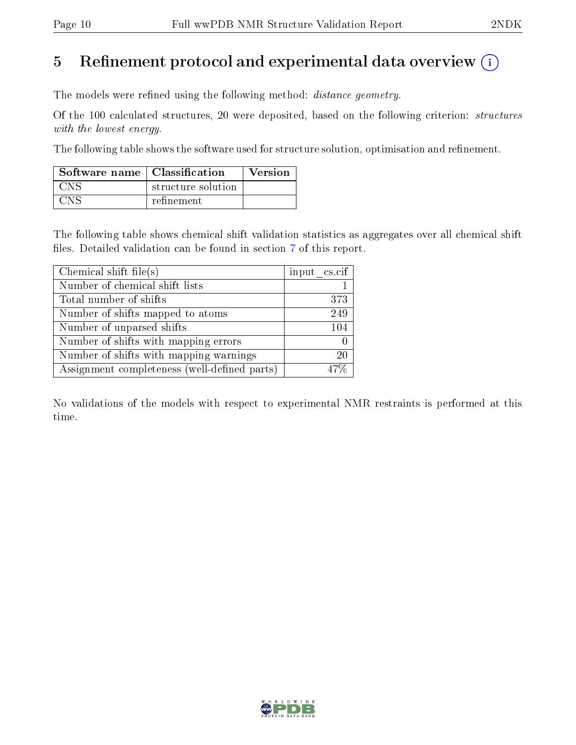# 5 Refinement protocol and experimental data overview

The models were refined using the following method: *distance geometry*.

Of the 100 calculated structures, 20 were deposited, based on the following criterion: *structures with the lowest energy*.

The following table shows the software used for structure solution, optimisation and refinement.

| Software name | Classification | Version |
| --- | --- | --- |
| CNS | structure solution | |
| CNS | refinement | |

The following table shows chemical shift validation statistics as aggregates over all chemical shift files. Detailed validation can be found in section 7 of this report.

| Chemical shift file(s) | input_cs.cif |
| --- | --- |
| Number of chemical shift lists | 1 |
| Total number of shifts | 373 |
| Number of shifts mapped to atoms | 249 |
| Number of unparsed shifts | 104 |
| Number of shifts with mapping errors | 0 |
| Number of shifts with mapping warnings | 20 |
| Assignment completeness (well-defined parts) | 47% |

No validations of the models with respect to experimental NMR restraints is performed at this time.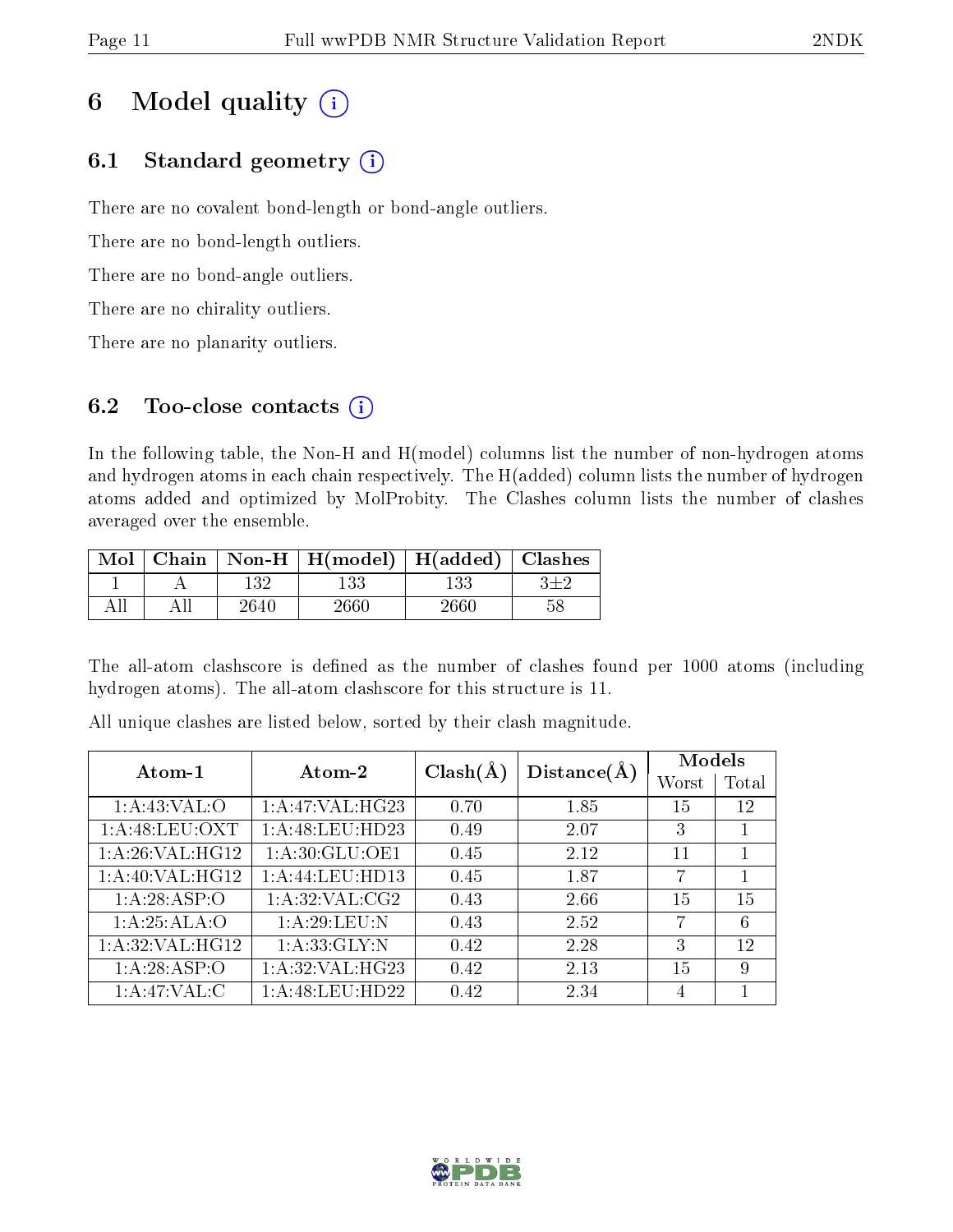# 6 Model quality

## 6.1 Standard geometry

There are no covalent bond-length or bond-angle outliers.

There are no bond-length outliers.

There are no bond-angle outliers.

There are no chirality outliers.

There are no planarity outliers.

## 6.2 Too-close contacts

In the following table, the Non-H and H(model) columns list the number of non-hydrogen atoms and hydrogen atoms in each chain respectively. The H(added) column lists the number of hydrogen atoms added and optimized by MolProbity. The Clashes column lists the number of clashes averaged over the ensemble.

| Mol | Chain | Non-H | H(model) | H(added) | Clashes |
|---|---|---|---|---|---|
| 1 | A | 132 | 133 | 133 | 3±2 |
| All | All | 2640 | 2660 | 2660 | 58 |

The all-atom clashscore is defined as the number of clashes found per 1000 atoms (including hydrogen atoms). The all-atom clashscore for this structure is 11.

All unique clashes are listed below, sorted by their clash magnitude.

| Atom-1 | Atom-2 | Clash(Å) | Distance(Å) | Models | |
|---|---|---|---|---|---|
| | | | | Worst | Total |
| 1:A:43:VAL:O | 1:A:47:VAL:HG23 | 0.70 | 1.85 | 15 | 12 |
| 1:A:48:LEU:OXT | 1:A:48:LEU:HD23 | 0.49 | 2.07 | 3 | 1 |
| 1:A:26:VAL:HG12 | 1:A:30:GLU:OE1 | 0.45 | 2.12 | 11 | 1 |
| 1:A:40:VAL:HG12 | 1:A:44:LEU:HD13 | 0.45 | 1.87 | 7 | 1 |
| 1:A:28:ASP:O | 1:A:32:VAL:CG2 | 0.43 | 2.66 | 15 | 15 |
| 1:A:25:ALA:O | 1:A:29:LEU:N | 0.43 | 2.52 | 7 | 6 |
| 1:A:32:VAL:HG12 | 1:A:33:GLY:N | 0.42 | 2.28 | 3 | 12 |
| 1:A:28:ASP:O | 1:A:32:VAL:HG23 | 0.42 | 2.13 | 15 | 9 |
| 1:A:47:VAL:C | 1:A:48:LEU:HD22 | 0.42 | 2.34 | 4 | 1 |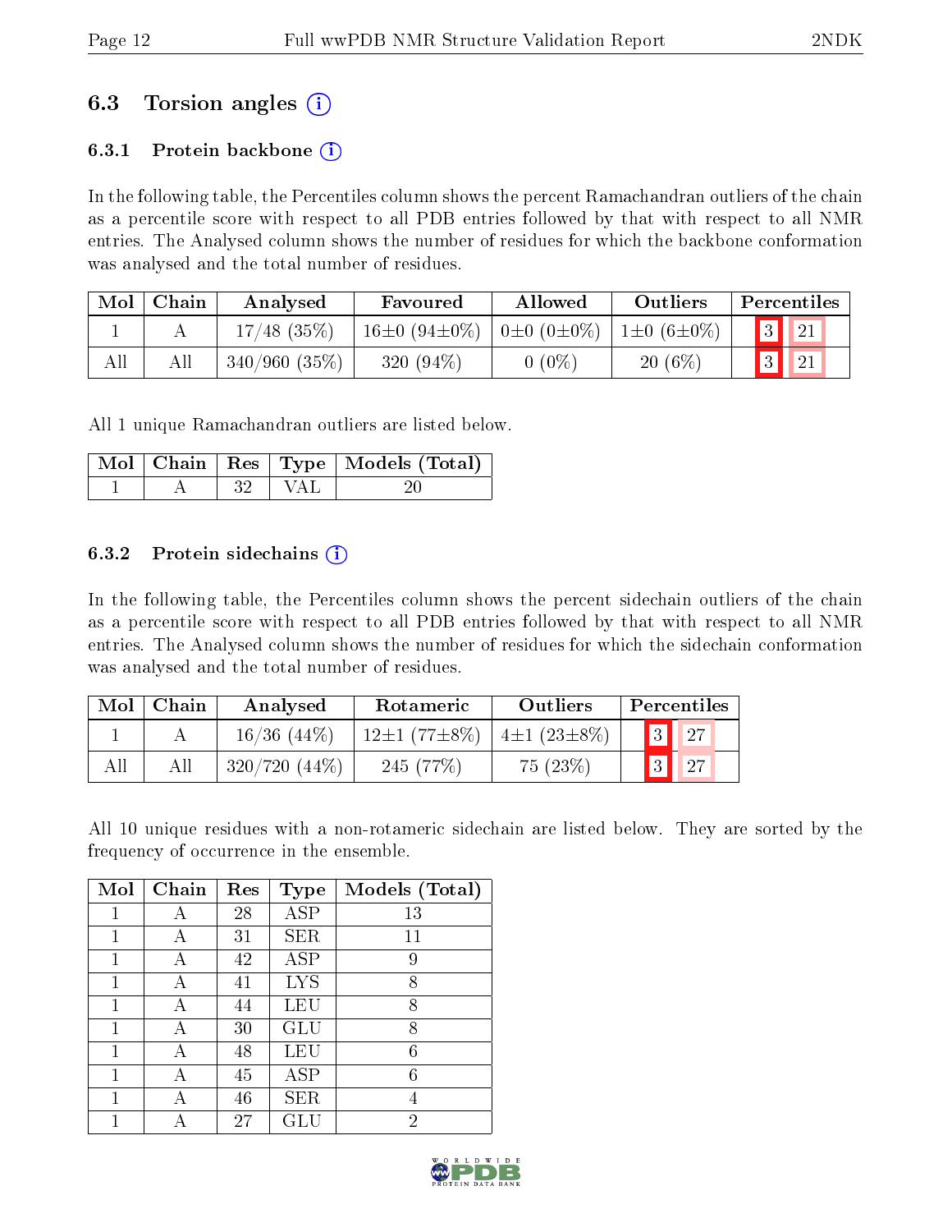## 6.3 Torsion angles (i)

### 6.3.1 Protein backbone (i)

In the following table, the Percentiles column shows the percent Ramachandran outliers of the chain as a percentile score with respect to all PDB entries followed by that with respect to all NMR entries. The Analysed column shows the number of residues for which the backbone conformation was analysed and the total number of residues.

| Mol | Chain | Analysed | Favoured | Allowed | Outliers | Percentiles | |
|---|---|---|---|---|---|---|---|
| 1 | A | 17/48 (35%) | 16±0 (94±0%) | 0±0 (0±0%) | 1±0 (6±0%) | 3 | 21 |
| All | All | 340/960 (35%) | 320 (94%) | 0 (0%) | 20 (6%) | 3 | 21 |

All 1 unique Ramachandran outliers are listed below.

| Mol | Chain | Res | Type | Models (Total) |
|---|---|---|---|---|
| 1 | A | 32 | VAL | 20 |

### 6.3.2 Protein sidechains (i)

In the following table, the Percentiles column shows the percent sidechain outliers of the chain as a percentile score with respect to all PDB entries followed by that with respect to all NMR entries. The Analysed column shows the number of residues for which the sidechain conformation was analysed and the total number of residues.

| Mol | Chain | Analysed | Rotameric | Outliers | Percentiles | |
|---|---|---|---|---|---|---|
| 1 | A | 16/36 (44%) | 12±1 (77±8%) | 4±1 (23±8%) | 3 | 27 |
| All | All | 320/720 (44%) | 245 (77%) | 75 (23%) | 3 | 27 |

All 10 unique residues with a non-rotameric sidechain are listed below. They are sorted by the frequency of occurrence in the ensemble.

| Mol | Chain | Res | Type | Models (Total) |
|---|---|---|---|---|
| 1 | A | 28 | ASP | 13 |
| 1 | A | 31 | SER | 11 |
| 1 | A | 42 | ASP | 9 |
| 1 | A | 41 | LYS | 8 |
| 1 | A | 44 | LEU | 8 |
| 1 | A | 30 | GLU | 8 |
| 1 | A | 48 | LEU | 6 |
| 1 | A | 45 | ASP | 6 |
| 1 | A | 46 | SER | 4 |
| 1 | A | 27 | GLU | 2 |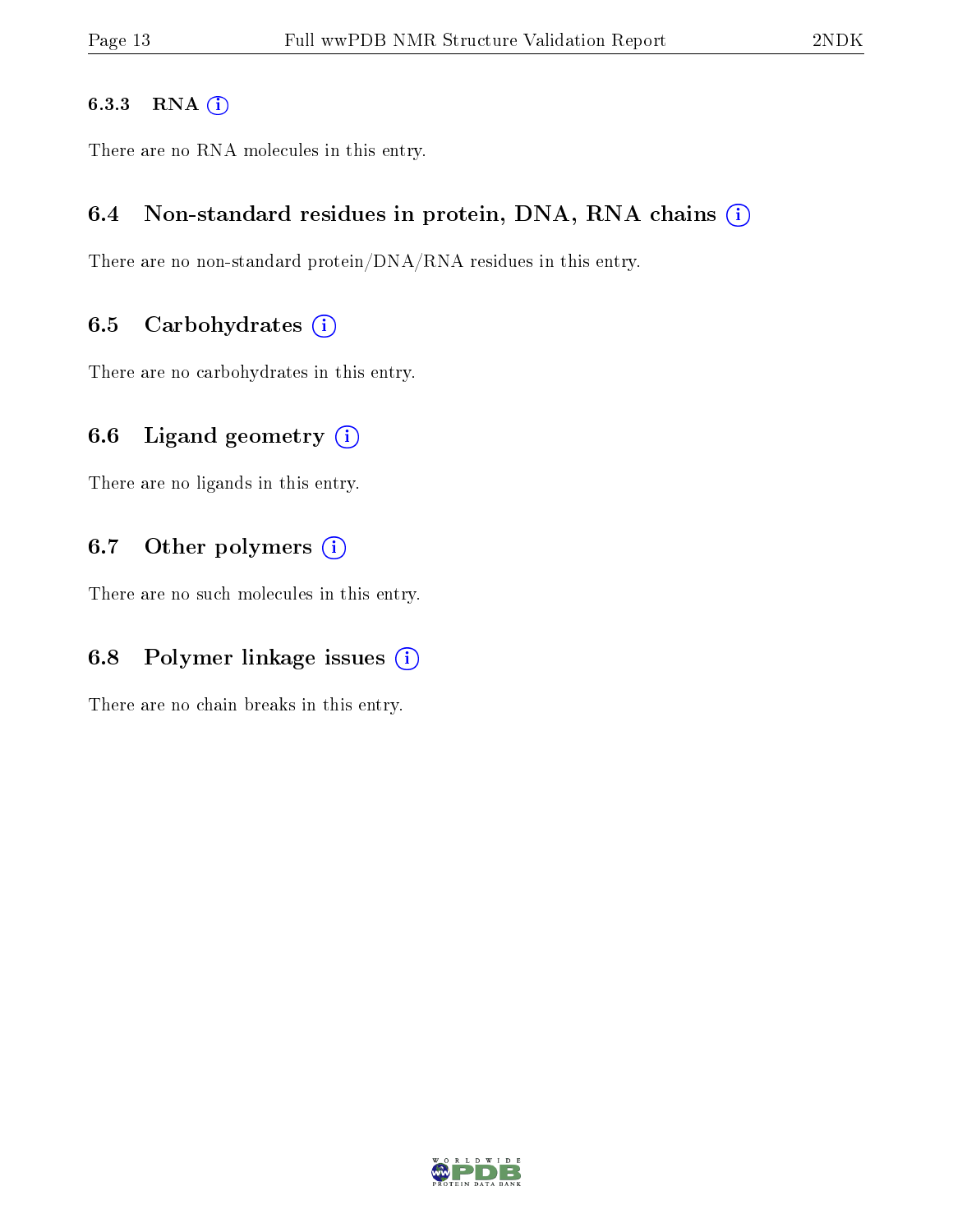#### 6.3.3 RNA

There are no RNA molecules in this entry.

### 6.4 Non-standard residues in protein, DNA, RNA chains

There are no non-standard protein/DNA/RNA residues in this entry.

### 6.5 Carbohydrates

There are no carbohydrates in this entry.

### 6.6 Ligand geometry

There are no ligands in this entry.

### 6.7 Other polymers

There are no such molecules in this entry.

### 6.8 Polymer linkage issues

There are no chain breaks in this entry.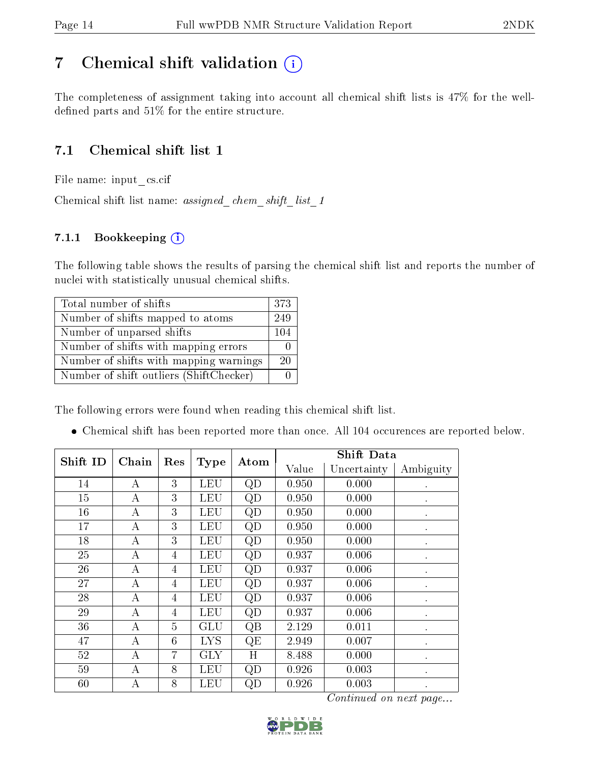# 7 Chemical shift validation (i)

The completeness of assignment taking into account all chemical shift lists is 47% for the well-defined parts and 51% for the entire structure.

## 7.1 Chemical shift list 1

File name: input_cs.cif

Chemical shift list name: *assigned_chem_shift_list_1*

### 7.1.1 Bookkeeping (i)

The following table shows the results of parsing the chemical shift list and reports the number of nuclei with statistically unusual chemical shifts.

| Total number of shifts | 373 |
|---|---|
| Number of shifts mapped to atoms | 249 |
| Number of unparsed shifts | 104 |
| Number of shifts with mapping errors | 0 |
| Number of shifts with mapping warnings | 20 |
| Number of shift outliers (ShiftChecker) | 0 |

The following errors were found when reading this chemical shift list.

- Chemical shift has been reported more than once. All 104 occurences are reported below.

| Shift ID | Chain | Res | Type | Atom | Shift Data | | |
|---|---|---|---|---|---|---|---|
| | | | | | Value | Uncertainty | Ambiguity |
| 14 | A | 3 | LEU | QD | 0.950 | 0.000 | . |
| 15 | A | 3 | LEU | QD | 0.950 | 0.000 | . |
| 16 | A | 3 | LEU | QD | 0.950 | 0.000 | . |
| 17 | A | 3 | LEU | QD | 0.950 | 0.000 | . |
| 18 | A | 3 | LEU | QD | 0.950 | 0.000 | . |
| 25 | A | 4 | LEU | QD | 0.937 | 0.006 | . |
| 26 | A | 4 | LEU | QD | 0.937 | 0.006 | . |
| 27 | A | 4 | LEU | QD | 0.937 | 0.006 | . |
| 28 | A | 4 | LEU | QD | 0.937 | 0.006 | . |
| 29 | A | 4 | LEU | QD | 0.937 | 0.006 | . |
| 36 | A | 5 | GLU | QB | 2.129 | 0.011 | . |
| 47 | A | 6 | LYS | QE | 2.949 | 0.007 | . |
| 52 | A | 7 | GLY | H | 8.488 | 0.000 | . |
| 59 | A | 8 | LEU | QD | 0.926 | 0.003 | . |
| 60 | A | 8 | LEU | QD | 0.926 | 0.003 | . |

*Continued on next page...*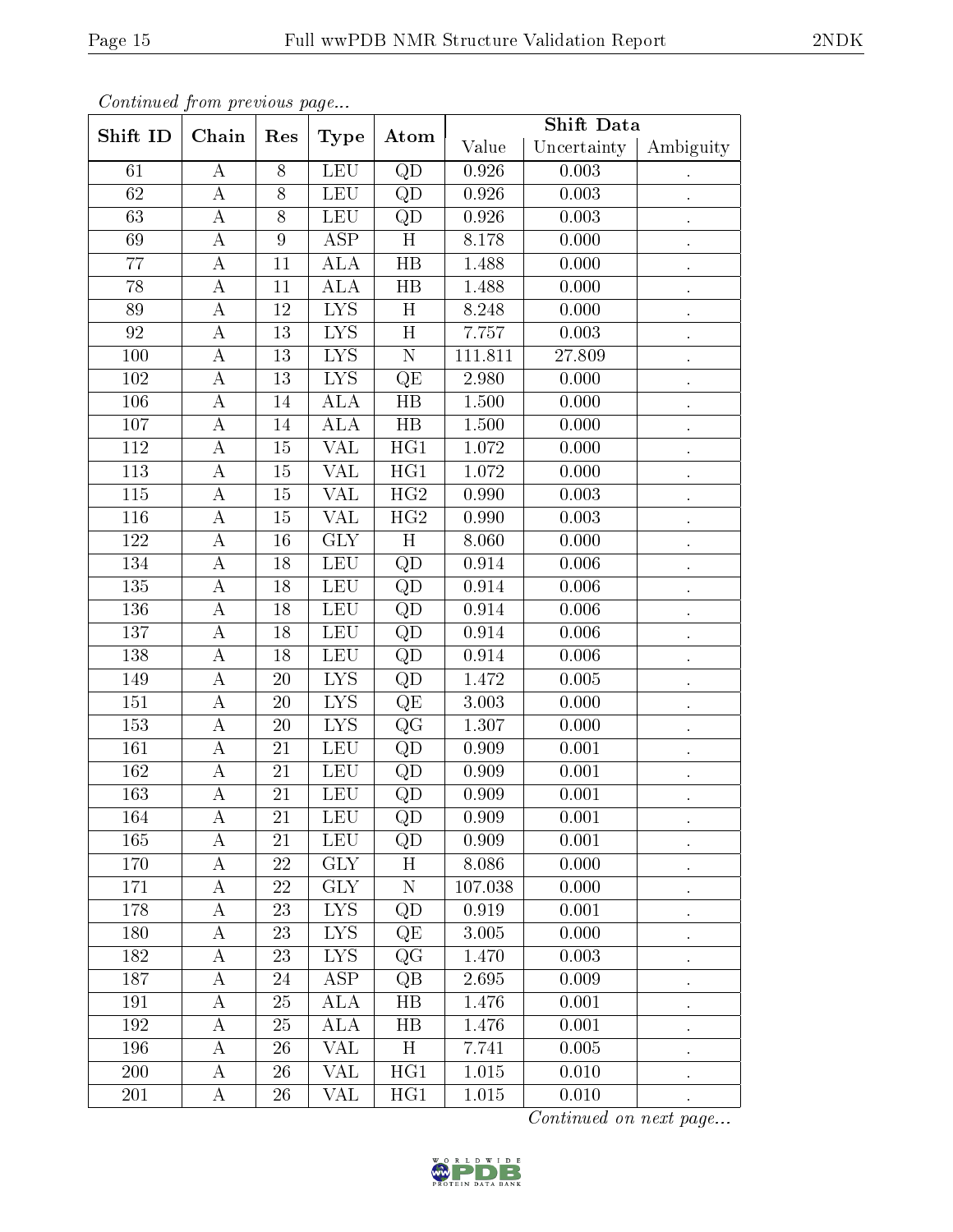*Continued from previous page...*

| Shift ID | Chain | Res | Type | Atom | Shift Data | | |
|---|---|---|---|---|---|---|---|
| | | | | | Value | Uncertainty | Ambiguity |
| 61 | A | 8 | LEU | QD | 0.926 | 0.003 | . |
| 62 | A | 8 | LEU | QD | 0.926 | 0.003 | . |
| 63 | A | 8 | LEU | QD | 0.926 | 0.003 | . |
| 69 | A | 9 | ASP | H | 8.178 | 0.000 | . |
| 77 | A | 11 | ALA | HB | 1.488 | 0.000 | . |
| 78 | A | 11 | ALA | HB | 1.488 | 0.000 | . |
| 89 | A | 12 | LYS | H | 8.248 | 0.000 | . |
| 92 | A | 13 | LYS | H | 7.757 | 0.003 | . |
| 100 | A | 13 | LYS | N | 111.811 | 27.809 | . |
| 102 | A | 13 | LYS | QE | 2.980 | 0.000 | . |
| 106 | A | 14 | ALA | HB | 1.500 | 0.000 | . |
| 107 | A | 14 | ALA | HB | 1.500 | 0.000 | . |
| 112 | A | 15 | VAL | HG1 | 1.072 | 0.000 | . |
| 113 | A | 15 | VAL | HG1 | 1.072 | 0.000 | . |
| 115 | A | 15 | VAL | HG2 | 0.990 | 0.003 | . |
| 116 | A | 15 | VAL | HG2 | 0.990 | 0.003 | . |
| 122 | A | 16 | GLY | H | 8.060 | 0.000 | . |
| 134 | A | 18 | LEU | QD | 0.914 | 0.006 | . |
| 135 | A | 18 | LEU | QD | 0.914 | 0.006 | . |
| 136 | A | 18 | LEU | QD | 0.914 | 0.006 | . |
| 137 | A | 18 | LEU | QD | 0.914 | 0.006 | . |
| 138 | A | 18 | LEU | QD | 0.914 | 0.006 | . |
| 149 | A | 20 | LYS | QD | 1.472 | 0.005 | . |
| 151 | A | 20 | LYS | QE | 3.003 | 0.000 | . |
| 153 | A | 20 | LYS | QG | 1.307 | 0.000 | . |
| 161 | A | 21 | LEU | QD | 0.909 | 0.001 | . |
| 162 | A | 21 | LEU | QD | 0.909 | 0.001 | . |
| 163 | A | 21 | LEU | QD | 0.909 | 0.001 | . |
| 164 | A | 21 | LEU | QD | 0.909 | 0.001 | . |
| 165 | A | 21 | LEU | QD | 0.909 | 0.001 | . |
| 170 | A | 22 | GLY | H | 8.086 | 0.000 | . |
| 171 | A | 22 | GLY | N | 107.038 | 0.000 | . |
| 178 | A | 23 | LYS | QD | 0.919 | 0.001 | . |
| 180 | A | 23 | LYS | QE | 3.005 | 0.000 | . |
| 182 | A | 23 | LYS | QG | 1.470 | 0.003 | . |
| 187 | A | 24 | ASP | QB | 2.695 | 0.009 | . |
| 191 | A | 25 | ALA | HB | 1.476 | 0.001 | . |
| 192 | A | 25 | ALA | HB | 1.476 | 0.001 | . |
| 196 | A | 26 | VAL | H | 7.741 | 0.005 | . |
| 200 | A | 26 | VAL | HG1 | 1.015 | 0.010 | . |
| 201 | A | 26 | VAL | HG1 | 1.015 | 0.010 | . |

*Continued on next page...*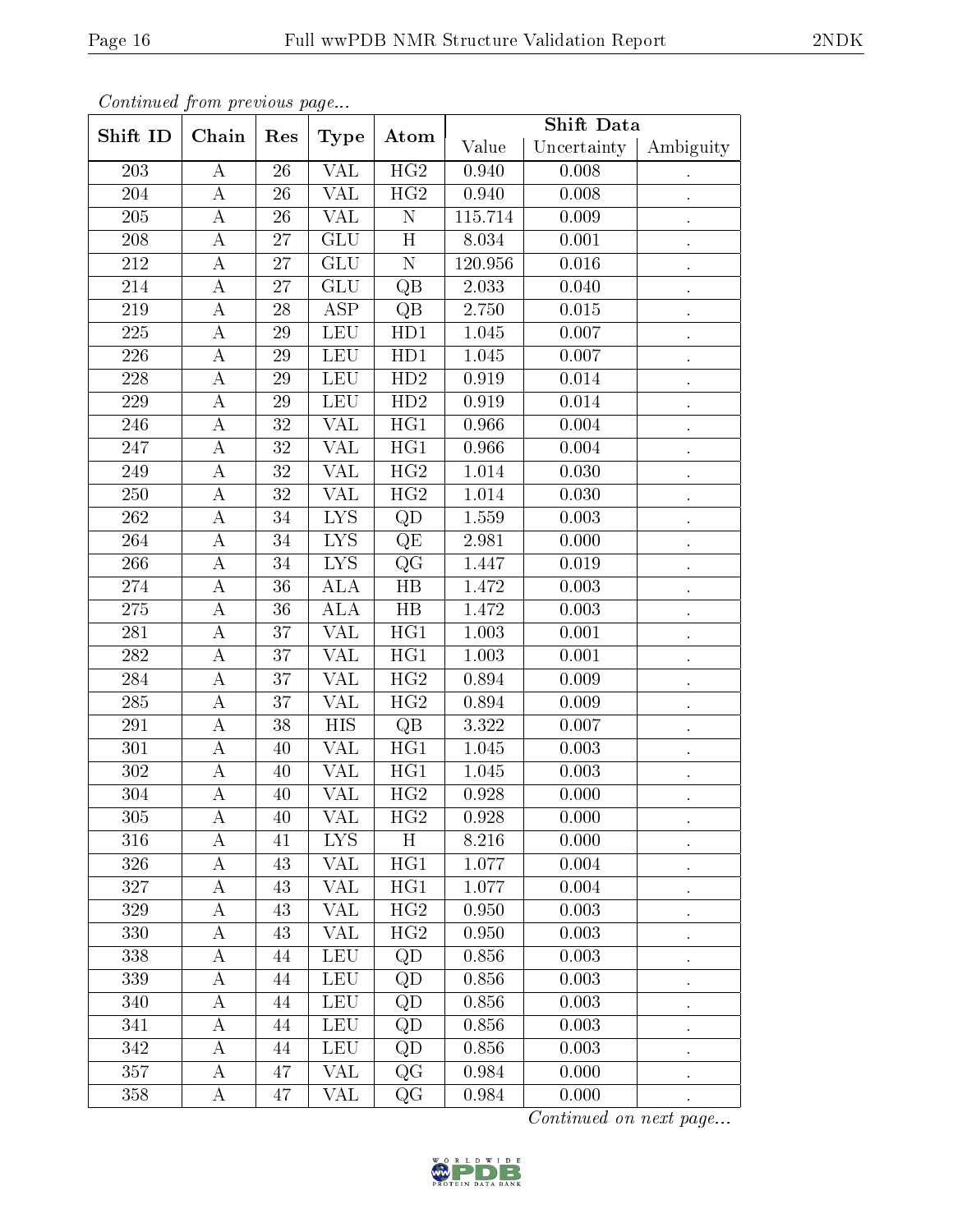*Continued from previous page...*

| Shift ID | Chain | Res | Type | Atom | Shift Data | | |
|---|---|---|---|---|---|---|---|
| | | | | | Value | Uncertainty | Ambiguity |
| 203 | A | 26 | VAL | HG2 | 0.940 | 0.008 | . |
| 204 | A | 26 | VAL | HG2 | 0.940 | 0.008 | . |
| 205 | A | 26 | VAL | N | 115.714 | 0.009 | . |
| 208 | A | 27 | GLU | H | 8.034 | 0.001 | . |
| 212 | A | 27 | GLU | N | 120.956 | 0.016 | . |
| 214 | A | 27 | GLU | QB | 2.033 | 0.040 | . |
| 219 | A | 28 | ASP | QB | 2.750 | 0.015 | . |
| 225 | A | 29 | LEU | HD1 | 1.045 | 0.007 | . |
| 226 | A | 29 | LEU | HD1 | 1.045 | 0.007 | . |
| 228 | A | 29 | LEU | HD2 | 0.919 | 0.014 | . |
| 229 | A | 29 | LEU | HD2 | 0.919 | 0.014 | . |
| 246 | A | 32 | VAL | HG1 | 0.966 | 0.004 | . |
| 247 | A | 32 | VAL | HG1 | 0.966 | 0.004 | . |
| 249 | A | 32 | VAL | HG2 | 1.014 | 0.030 | . |
| 250 | A | 32 | VAL | HG2 | 1.014 | 0.030 | . |
| 262 | A | 34 | LYS | QD | 1.559 | 0.003 | . |
| 264 | A | 34 | LYS | QE | 2.981 | 0.000 | . |
| 266 | A | 34 | LYS | QG | 1.447 | 0.019 | . |
| 274 | A | 36 | ALA | HB | 1.472 | 0.003 | . |
| 275 | A | 36 | ALA | HB | 1.472 | 0.003 | . |
| 281 | A | 37 | VAL | HG1 | 1.003 | 0.001 | . |
| 282 | A | 37 | VAL | HG1 | 1.003 | 0.001 | . |
| 284 | A | 37 | VAL | HG2 | 0.894 | 0.009 | . |
| 285 | A | 37 | VAL | HG2 | 0.894 | 0.009 | . |
| 291 | A | 38 | HIS | QB | 3.322 | 0.007 | . |
| 301 | A | 40 | VAL | HG1 | 1.045 | 0.003 | . |
| 302 | A | 40 | VAL | HG1 | 1.045 | 0.003 | . |
| 304 | A | 40 | VAL | HG2 | 0.928 | 0.000 | . |
| 305 | A | 40 | VAL | HG2 | 0.928 | 0.000 | . |
| 316 | A | 41 | LYS | H | 8.216 | 0.000 | . |
| 326 | A | 43 | VAL | HG1 | 1.077 | 0.004 | . |
| 327 | A | 43 | VAL | HG1 | 1.077 | 0.004 | . |
| 329 | A | 43 | VAL | HG2 | 0.950 | 0.003 | . |
| 330 | A | 43 | VAL | HG2 | 0.950 | 0.003 | . |
| 338 | A | 44 | LEU | QD | 0.856 | 0.003 | . |
| 339 | A | 44 | LEU | QD | 0.856 | 0.003 | . |
| 340 | A | 44 | LEU | QD | 0.856 | 0.003 | . |
| 341 | A | 44 | LEU | QD | 0.856 | 0.003 | . |
| 342 | A | 44 | LEU | QD | 0.856 | 0.003 | . |
| 357 | A | 47 | VAL | QG | 0.984 | 0.000 | . |
| 358 | A | 47 | VAL | QG | 0.984 | 0.000 | . |

*Continued on next page...*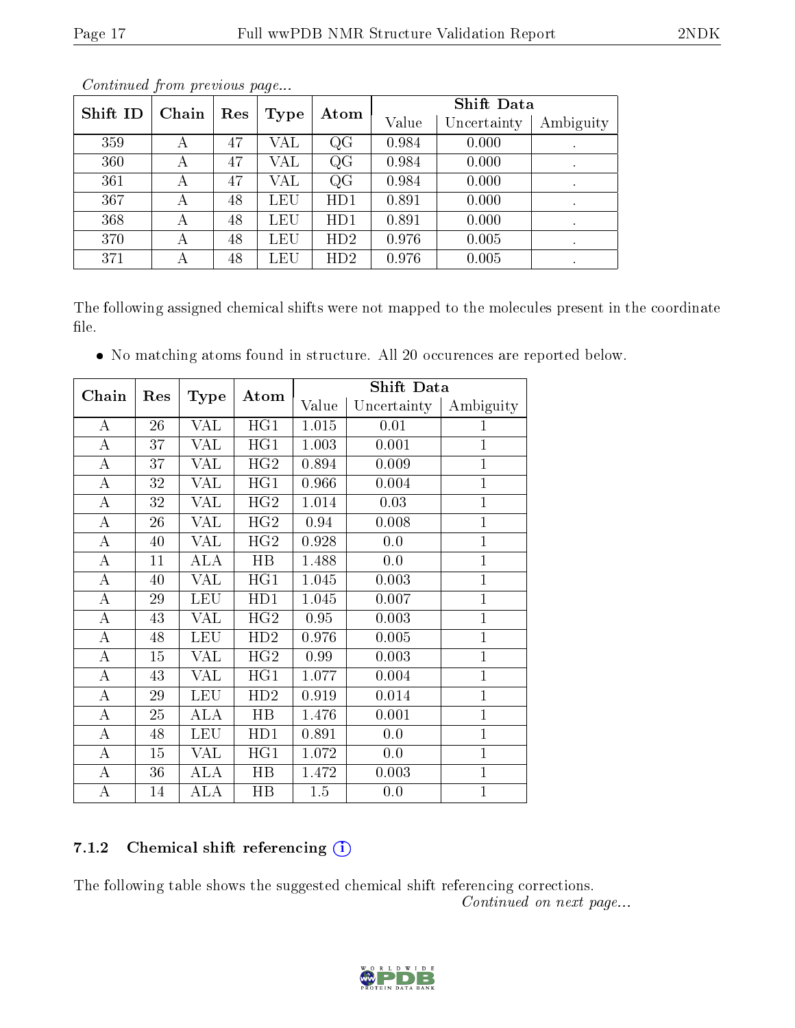*Continued from previous page...*

| Shift ID | Chain | Res | Type | Atom | Shift Data | | |
|---|---|---|---|---|---|---|---|
| | | | | | Value | Uncertainty | Ambiguity |
| 359 | A | 47 | VAL | QG | 0.984 | 0.000 | . |
| 360 | A | 47 | VAL | QG | 0.984 | 0.000 | . |
| 361 | A | 47 | VAL | QG | 0.984 | 0.000 | . |
| 367 | A | 48 | LEU | HD1 | 0.891 | 0.000 | . |
| 368 | A | 48 | LEU | HD1 | 0.891 | 0.000 | . |
| 370 | A | 48 | LEU | HD2 | 0.976 | 0.005 | . |
| 371 | A | 48 | LEU | HD2 | 0.976 | 0.005 | . |

The following assigned chemical shifts were not mapped to the molecules present in the coordinate file.

- No matching atoms found in structure. All 20 occurences are reported below.

| Chain | Res | Type | Atom | Shift Data | | |
|---|---|---|---|---|---|---|
| | | | | Value | Uncertainty | Ambiguity |
| A | 26 | VAL | HG1 | 1.015 | 0.01 | 1 |
| A | 37 | VAL | HG1 | 1.003 | 0.001 | 1 |
| A | 37 | VAL | HG2 | 0.894 | 0.009 | 1 |
| A | 32 | VAL | HG1 | 0.966 | 0.004 | 1 |
| A | 32 | VAL | HG2 | 1.014 | 0.03 | 1 |
| A | 26 | VAL | HG2 | 0.94 | 0.008 | 1 |
| A | 40 | VAL | HG2 | 0.928 | 0.0 | 1 |
| A | 11 | ALA | HB | 1.488 | 0.0 | 1 |
| A | 40 | VAL | HG1 | 1.045 | 0.003 | 1 |
| A | 29 | LEU | HD1 | 1.045 | 0.007 | 1 |
| A | 43 | VAL | HG2 | 0.95 | 0.003 | 1 |
| A | 48 | LEU | HD2 | 0.976 | 0.005 | 1 |
| A | 15 | VAL | HG2 | 0.99 | 0.003 | 1 |
| A | 43 | VAL | HG1 | 1.077 | 0.004 | 1 |
| A | 29 | LEU | HD2 | 0.919 | 0.014 | 1 |
| A | 25 | ALA | HB | 1.476 | 0.001 | 1 |
| A | 48 | LEU | HD1 | 0.891 | 0.0 | 1 |
| A | 15 | VAL | HG1 | 1.072 | 0.0 | 1 |
| A | 36 | ALA | HB | 1.472 | 0.003 | 1 |
| A | 14 | ALA | HB | 1.5 | 0.0 | 1 |

### 7.1.2 Chemical shift referencing (i)

The following table shows the suggested chemical shift referencing corrections.

*Continued on next page...*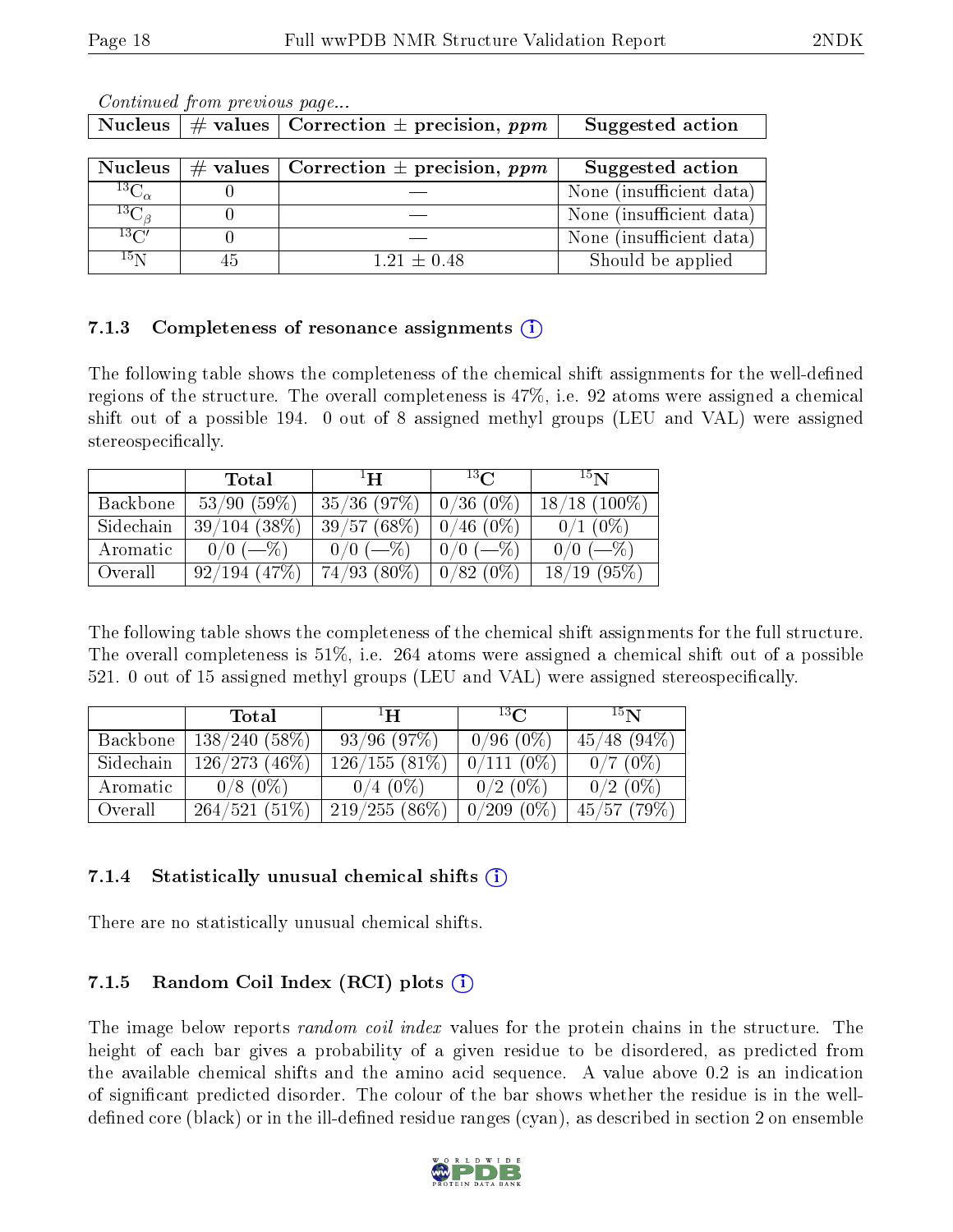*Continued from previous page...*

| Nucleus | # values | Correction ± precision, *ppm* | Suggested action |
|---|---|---|---|

| Nucleus | # values | Correction ± precision, *ppm* | Suggested action |
|---|---|---|---|
| $^{13}C_{\alpha}$ | 0 | — | None (insufficient data) |
| $^{13}C_{\beta}$ | 0 | — | None (insufficient data) |
| $^{13}C'$ | 0 | — | None (insufficient data) |
| $^{15}N$ | 45 | 1.21 ± 0.48 | Should be applied |

### 7.1.3 Completeness of resonance assignments (i)

The following table shows the completeness of the chemical shift assignments for the well-defined regions of the structure. The overall completeness is 47%, i.e. 92 atoms were assigned a chemical shift out of a possible 194. 0 out of 8 assigned methyl groups (LEU and VAL) were assigned stereospecifically.

| | Total | $^{1}H$ | $^{13}C$ | $^{15}N$ |
|---|---|---|---|---|
| Backbone | 53/90 (59%) | 35/36 (97%) | 0/36 (0%) | 18/18 (100%) |
| Sidechain | 39/104 (38%) | 39/57 (68%) | 0/46 (0%) | 0/1 (0%) |
| Aromatic | 0/0 (—%) | 0/0 (—%) | 0/0 (—%) | 0/0 (—%) |
| Overall | 92/194 (47%) | 74/93 (80%) | 0/82 (0%) | 18/19 (95%) |

The following table shows the completeness of the chemical shift assignments for the full structure. The overall completeness is 51%, i.e. 264 atoms were assigned a chemical shift out of a possible 521. 0 out of 15 assigned methyl groups (LEU and VAL) were assigned stereospecifically.

| | Total | $^{1}H$ | $^{13}C$ | $^{15}N$ |
|---|---|---|---|---|
| Backbone | 138/240 (58%) | 93/96 (97%) | 0/96 (0%) | 45/48 (94%) |
| Sidechain | 126/273 (46%) | 126/155 (81%) | 0/111 (0%) | 0/7 (0%) |
| Aromatic | 0/8 (0%) | 0/4 (0%) | 0/2 (0%) | 0/2 (0%) |
| Overall | 264/521 (51%) | 219/255 (86%) | 0/209 (0%) | 45/57 (79%) |

### 7.1.4 Statistically unusual chemical shifts (i)

There are no statistically unusual chemical shifts.

### 7.1.5 Random Coil Index (RCI) plots (i)

The image below reports *random coil index* values for the protein chains in the structure. The height of each bar gives a probability of a given residue to be disordered, as predicted from the available chemical shifts and the amino acid sequence. A value above 0.2 is an indication of significant predicted disorder. The colour of the bar shows whether the residue is in the well-defined core (black) or in the ill-defined residue ranges (cyan), as described in section 2 on ensemble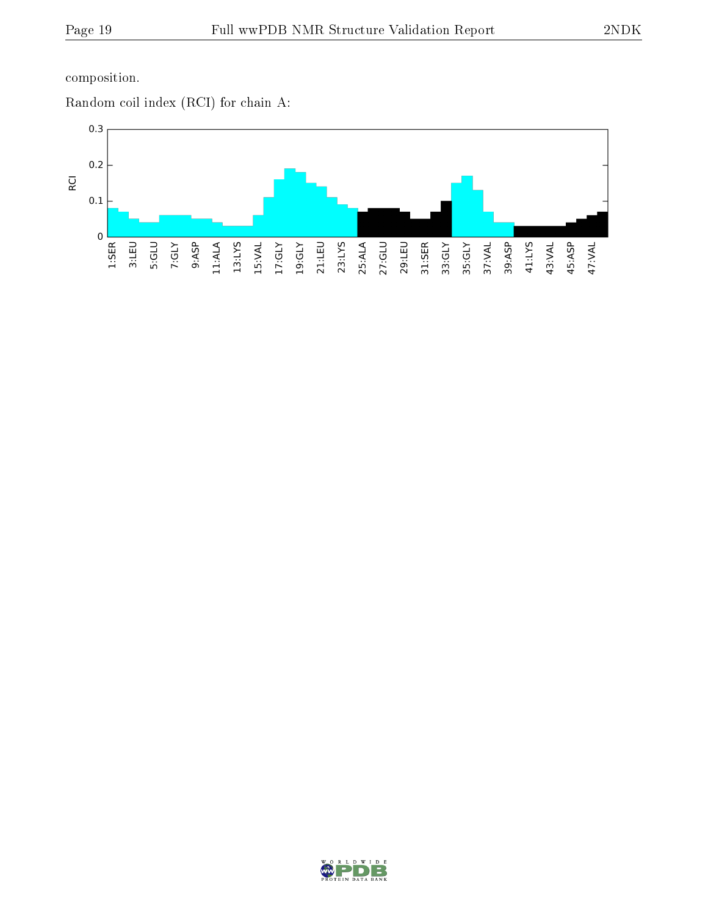composition.

Random coil index (RCI) for chain A:

0.3
0.2
0.1
0
RCI

1:SER
3:LEU
5:GLU
7:GLY
9:ASP
11:ALA
13:LYS
15:VAL
17:GLY
19:GLY
21:LEU
23:LYS
25:ALA
27:GLU
29:LEU
31:SER
33:GLY
35:GLY
37:VAL
39:ASP
41:LYS
43:VAL
45:ASP
47:VAL